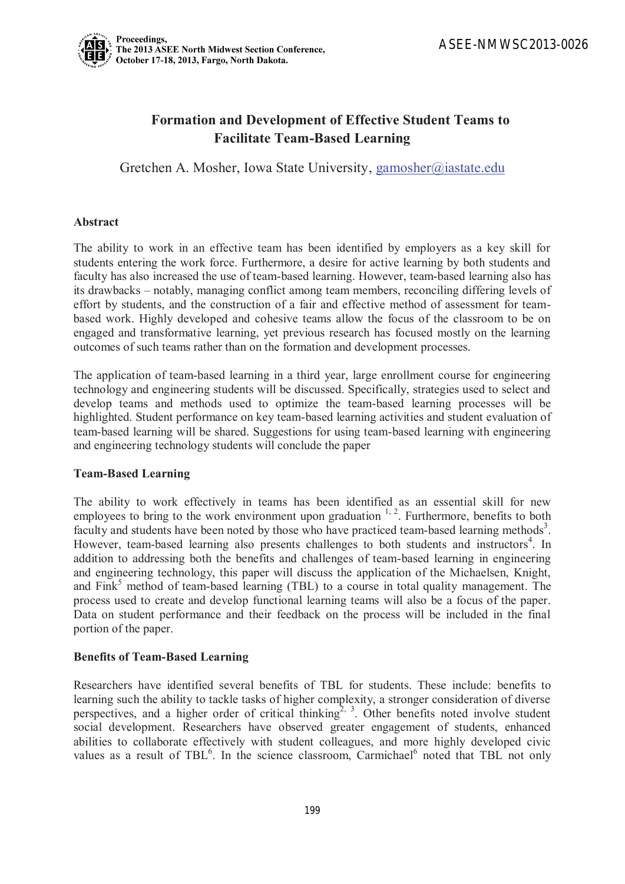# Formation and Development of Effective Student Teams to Facilitate Team-Based Learning

Gretchen A. Mosher, Iowa State University, gamosher@iastate.edu

## Abstract

The ability to work in an effective team has been identified by employers as a key skill for students entering the work force. Furthermore, a desire for active learning by both students and faculty has also increased the use of team-based learning. However, team-based learning also has its drawbacks – notably, managing conflict among team members, reconciling differing levels of effort by students, and the construction of a fair and effective method of assessment for team-based work. Highly developed and cohesive teams allow the focus of the classroom to be on engaged and transformative learning, yet previous research has focused mostly on the learning outcomes of such teams rather than on the formation and development processes.

The application of team-based learning in a third year, large enrollment course for engineering technology and engineering students will be discussed. Specifically, strategies used to select and develop teams and methods used to optimize the team-based learning processes will be highlighted. Student performance on key team-based learning activities and student evaluation of team-based learning will be shared. Suggestions for using team-based learning with engineering and engineering technology students will conclude the paper

## Team-Based Learning

The ability to work effectively in teams has been identified as an essential skill for new employees to bring to the work environment upon graduation [1, 2]. Furthermore, benefits to both faculty and students have been noted by those who have practiced team-based learning methods[3]. However, team-based learning also presents challenges to both students and instructors[4]. In addition to addressing both the benefits and challenges of team-based learning in engineering and engineering technology, this paper will discuss the application of the Michaelsen, Knight, and Fink[5] method of team-based learning (TBL) to a course in total quality management. The process used to create and develop functional learning teams will also be a focus of the paper. Data on student performance and their feedback on the process will be included in the final portion of the paper.

## Benefits of Team-Based Learning

Researchers have identified several benefits of TBL for students. These include: benefits to learning such the ability to tackle tasks of higher complexity, a stronger consideration of diverse perspectives, and a higher order of critical thinking[2, 3]. Other benefits noted involve student social development. Researchers have observed greater engagement of students, enhanced abilities to collaborate effectively with student colleagues, and more highly developed civic values as a result of TBL[6]. In the science classroom, Carmichael[6] noted that TBL not only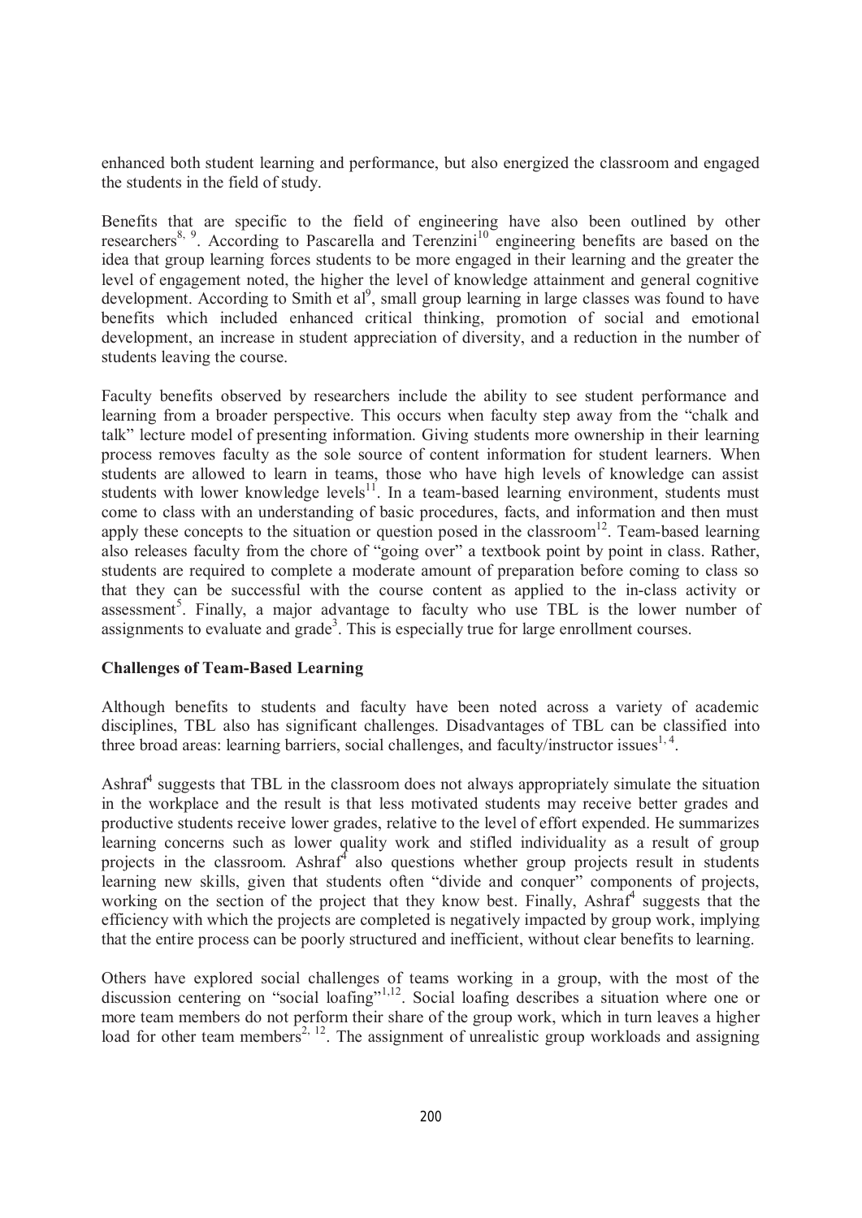enhanced both student learning and performance, but also energized the classroom and engaged the students in the field of study.

Benefits that are specific to the field of engineering have also been outlined by other researchers[8, 9]. According to Pascarella and Terenzini[10] engineering benefits are based on the idea that group learning forces students to be more engaged in their learning and the greater the level of engagement noted, the higher the level of knowledge attainment and general cognitive development. According to Smith et al[9], small group learning in large classes was found to have benefits which included enhanced critical thinking, promotion of social and emotional development, an increase in student appreciation of diversity, and a reduction in the number of students leaving the course.

Faculty benefits observed by researchers include the ability to see student performance and learning from a broader perspective. This occurs when faculty step away from the "chalk and talk" lecture model of presenting information. Giving students more ownership in their learning process removes faculty as the sole source of content information for student learners. When students are allowed to learn in teams, those who have high levels of knowledge can assist students with lower knowledge levels[11]. In a team-based learning environment, students must come to class with an understanding of basic procedures, facts, and information and then must apply these concepts to the situation or question posed in the classroom[12]. Team-based learning also releases faculty from the chore of "going over" a textbook point by point in class. Rather, students are required to complete a moderate amount of preparation before coming to class so that they can be successful with the course content as applied to the in-class activity or assessment[5]. Finally, a major advantage to faculty who use TBL is the lower number of assignments to evaluate and grade[3]. This is especially true for large enrollment courses.

**Challenges of Team-Based Learning**

Although benefits to students and faculty have been noted across a variety of academic disciplines, TBL also has significant challenges. Disadvantages of TBL can be classified into three broad areas: learning barriers, social challenges, and faculty/instructor issues[1, 4].

Ashraf[4] suggests that TBL in the classroom does not always appropriately simulate the situation in the workplace and the result is that less motivated students may receive better grades and productive students receive lower grades, relative to the level of effort expended. He summarizes learning concerns such as lower quality work and stifled individuality as a result of group projects in the classroom. Ashraf[4] also questions whether group projects result in students learning new skills, given that students often "divide and conquer" components of projects, working on the section of the project that they know best. Finally, Ashraf[4] suggests that the efficiency with which the projects are completed is negatively impacted by group work, implying that the entire process can be poorly structured and inefficient, without clear benefits to learning.

Others have explored social challenges of teams working in a group, with the most of the discussion centering on "social loafing"[1,12]. Social loafing describes a situation where one or more team members do not perform their share of the group work, which in turn leaves a higher load for other team members[2, 12]. The assignment of unrealistic group workloads and assigning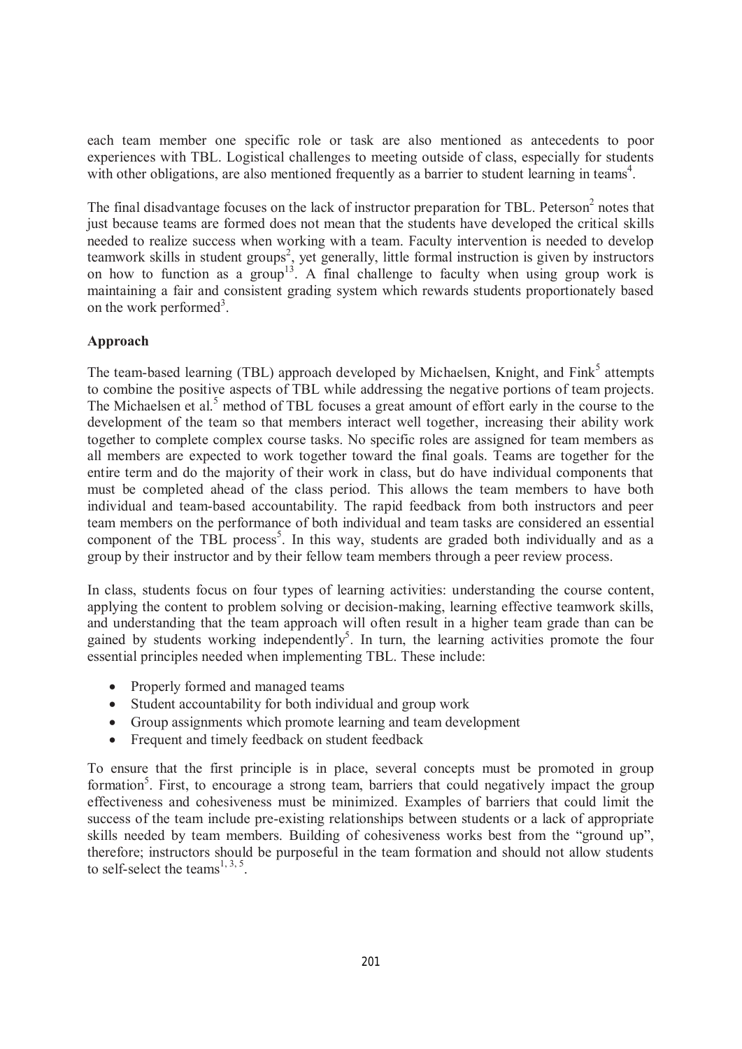each team member one specific role or task are also mentioned as antecedents to poor experiences with TBL. Logistical challenges to meeting outside of class, especially for students with other obligations, are also mentioned frequently as a barrier to student learning in teams[4].

The final disadvantage focuses on the lack of instructor preparation for TBL. Peterson[2] notes that just because teams are formed does not mean that the students have developed the critical skills needed to realize success when working with a team. Faculty intervention is needed to develop teamwork skills in student groups[2], yet generally, little formal instruction is given by instructors on how to function as a group[13]. A final challenge to faculty when using group work is maintaining a fair and consistent grading system which rewards students proportionately based on the work performed[3].

## Approach

The team-based learning (TBL) approach developed by Michaelsen, Knight, and Fink[5] attempts to combine the positive aspects of TBL while addressing the negative portions of team projects. The Michaelsen et al.[5] method of TBL focuses a great amount of effort early in the course to the development of the team so that members interact well together, increasing their ability work together to complete complex course tasks. No specific roles are assigned for team members as all members are expected to work together toward the final goals. Teams are together for the entire term and do the majority of their work in class, but do have individual components that must be completed ahead of the class period. This allows the team members to have both individual and team-based accountability. The rapid feedback from both instructors and peer team members on the performance of both individual and team tasks are considered an essential component of the TBL process[5]. In this way, students are graded both individually and as a group by their instructor and by their fellow team members through a peer review process.

In class, students focus on four types of learning activities: understanding the course content, applying the content to problem solving or decision-making, learning effective teamwork skills, and understanding that the team approach will often result in a higher team grade than can be gained by students working independently[5]. In turn, the learning activities promote the four essential principles needed when implementing TBL. These include:

- Properly formed and managed teams
- Student accountability for both individual and group work
- Group assignments which promote learning and team development
- Frequent and timely feedback on student feedback

To ensure that the first principle is in place, several concepts must be promoted in group formation[5]. First, to encourage a strong team, barriers that could negatively impact the group effectiveness and cohesiveness must be minimized. Examples of barriers that could limit the success of the team include pre-existing relationships between students or a lack of appropriate skills needed by team members. Building of cohesiveness works best from the "ground up", therefore; instructors should be purposeful in the team formation and should not allow students to self-select the teams[1, 3, 5].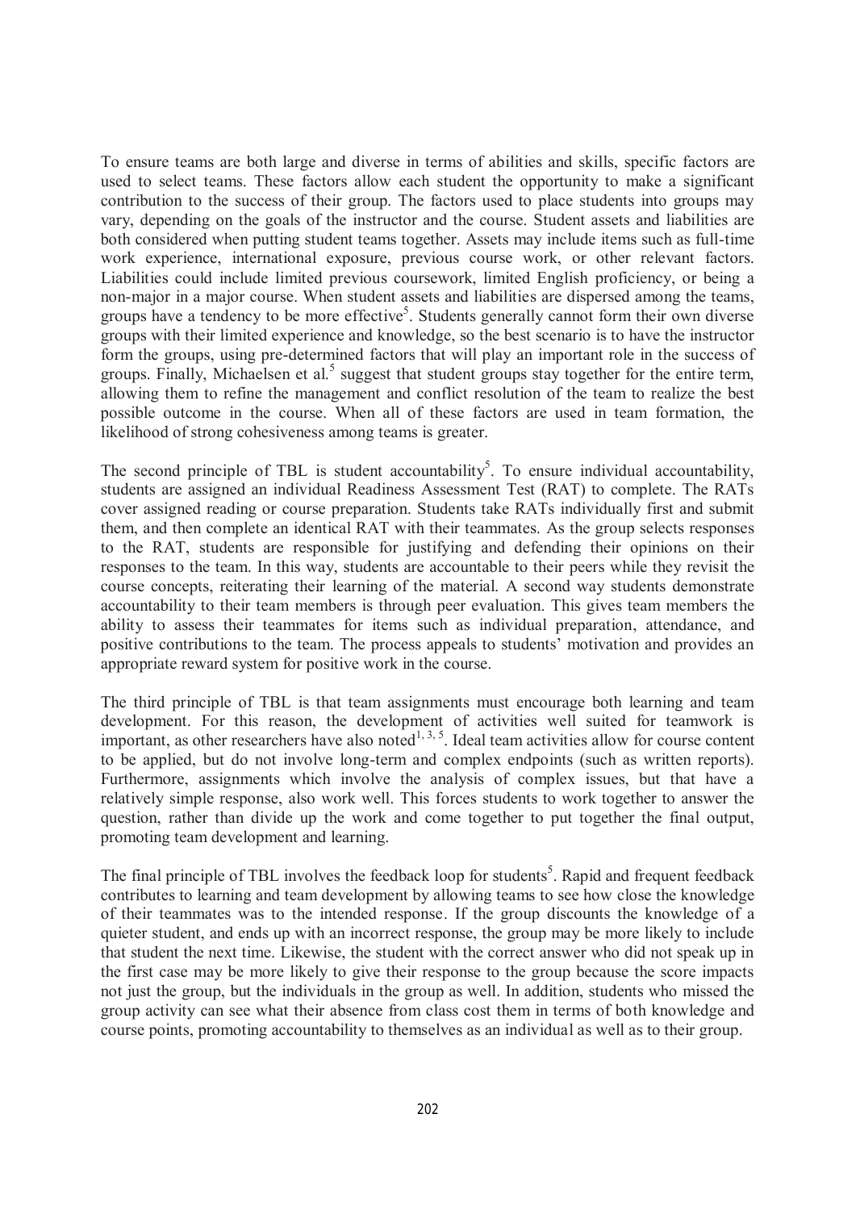To ensure teams are both large and diverse in terms of abilities and skills, specific factors are used to select teams. These factors allow each student the opportunity to make a significant contribution to the success of their group. The factors used to place students into groups may vary, depending on the goals of the instructor and the course. Student assets and liabilities are both considered when putting student teams together. Assets may include items such as full-time work experience, international exposure, previous course work, or other relevant factors. Liabilities could include limited previous coursework, limited English proficiency, or being a non-major in a major course. When student assets and liabilities are dispersed among the teams, groups have a tendency to be more effective[5]. Students generally cannot form their own diverse groups with their limited experience and knowledge, so the best scenario is to have the instructor form the groups, using pre-determined factors that will play an important role in the success of groups. Finally, Michaelsen et al.[5] suggest that student groups stay together for the entire term, allowing them to refine the management and conflict resolution of the team to realize the best possible outcome in the course. When all of these factors are used in team formation, the likelihood of strong cohesiveness among teams is greater.

The second principle of TBL is student accountability[5]. To ensure individual accountability, students are assigned an individual Readiness Assessment Test (RAT) to complete. The RATs cover assigned reading or course preparation. Students take RATs individually first and submit them, and then complete an identical RAT with their teammates. As the group selects responses to the RAT, students are responsible for justifying and defending their opinions on their responses to the team. In this way, students are accountable to their peers while they revisit the course concepts, reiterating their learning of the material. A second way students demonstrate accountability to their team members is through peer evaluation. This gives team members the ability to assess their teammates for items such as individual preparation, attendance, and positive contributions to the team. The process appeals to students' motivation and provides an appropriate reward system for positive work in the course.

The third principle of TBL is that team assignments must encourage both learning and team development. For this reason, the development of activities well suited for teamwork is important, as other researchers have also noted[1, 3, 5]. Ideal team activities allow for course content to be applied, but do not involve long-term and complex endpoints (such as written reports). Furthermore, assignments which involve the analysis of complex issues, but that have a relatively simple response, also work well. This forces students to work together to answer the question, rather than divide up the work and come together to put together the final output, promoting team development and learning.

The final principle of TBL involves the feedback loop for students[5]. Rapid and frequent feedback contributes to learning and team development by allowing teams to see how close the knowledge of their teammates was to the intended response. If the group discounts the knowledge of a quieter student, and ends up with an incorrect response, the group may be more likely to include that student the next time. Likewise, the student with the correct answer who did not speak up in the first case may be more likely to give their response to the group because the score impacts not just the group, but the individuals in the group as well. In addition, students who missed the group activity can see what their absence from class cost them in terms of both knowledge and course points, promoting accountability to themselves as an individual as well as to their group.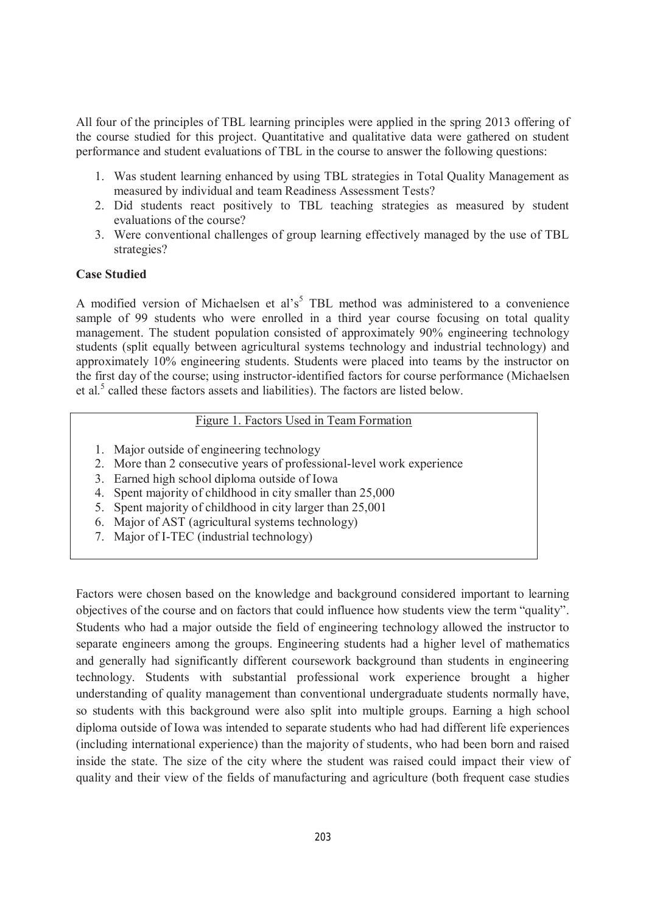All four of the principles of TBL learning principles were applied in the spring 2013 offering of the course studied for this project. Quantitative and qualitative data were gathered on student performance and student evaluations of TBL in the course to answer the following questions:

1. Was student learning enhanced by using TBL strategies in Total Quality Management as measured by individual and team Readiness Assessment Tests?
2. Did students react positively to TBL teaching strategies as measured by student evaluations of the course?
3. Were conventional challenges of group learning effectively managed by the use of TBL strategies?

**Case Studied**

A modified version of Michaelsen et al's[5] TBL method was administered to a convenience sample of 99 students who were enrolled in a third year course focusing on total quality management. The student population consisted of approximately 90% engineering technology students (split equally between agricultural systems technology and industrial technology) and approximately 10% engineering students. Students were placed into teams by the instructor on the first day of the course; using instructor-identified factors for course performance (Michaelsen et al.[5] called these factors assets and liabilities). The factors are listed below.

Figure 1. Factors Used in Team Formation

1. Major outside of engineering technology
2. More than 2 consecutive years of professional-level work experience
3. Earned high school diploma outside of Iowa
4. Spent majority of childhood in city smaller than 25,000
5. Spent majority of childhood in city larger than 25,001
6. Major of AST (agricultural systems technology)
7. Major of I-TEC (industrial technology)

Factors were chosen based on the knowledge and background considered important to learning objectives of the course and on factors that could influence how students view the term "quality". Students who had a major outside the field of engineering technology allowed the instructor to separate engineers among the groups. Engineering students had a higher level of mathematics and generally had significantly different coursework background than students in engineering technology. Students with substantial professional work experience brought a higher understanding of quality management than conventional undergraduate students normally have, so students with this background were also split into multiple groups. Earning a high school diploma outside of Iowa was intended to separate students who had had different life experiences (including international experience) than the majority of students, who had been born and raised inside the state. The size of the city where the student was raised could impact their view of quality and their view of the fields of manufacturing and agriculture (both frequent case studies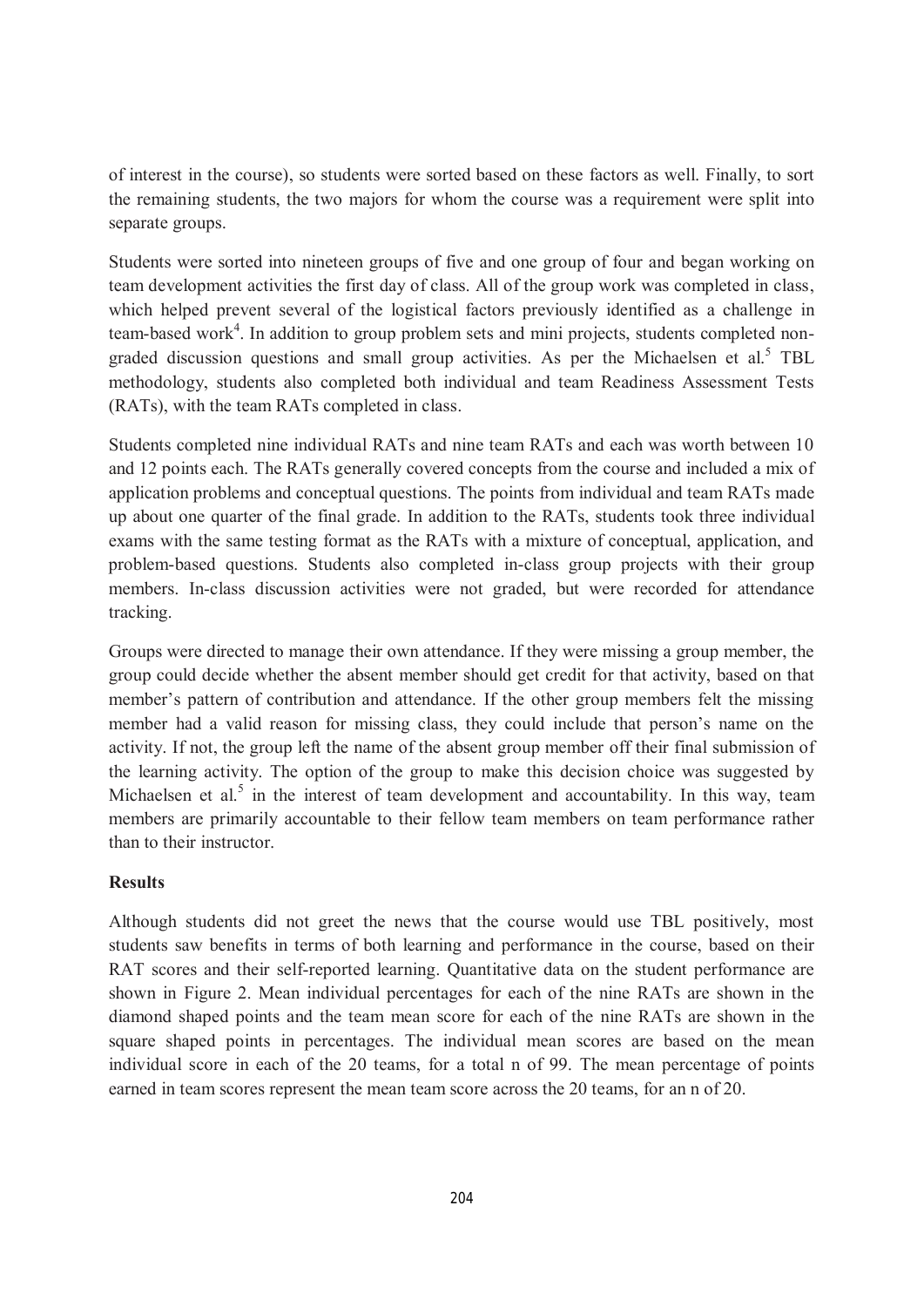of interest in the course), so students were sorted based on these factors as well. Finally, to sort the remaining students, the two majors for whom the course was a requirement were split into separate groups.

Students were sorted into nineteen groups of five and one group of four and began working on team development activities the first day of class. All of the group work was completed in class, which helped prevent several of the logistical factors previously identified as a challenge in team-based work[4]. In addition to group problem sets and mini projects, students completed non-graded discussion questions and small group activities. As per the Michaelsen et al.[5] TBL methodology, students also completed both individual and team Readiness Assessment Tests (RATs), with the team RATs completed in class.

Students completed nine individual RATs and nine team RATs and each was worth between 10 and 12 points each. The RATs generally covered concepts from the course and included a mix of application problems and conceptual questions. The points from individual and team RATs made up about one quarter of the final grade. In addition to the RATs, students took three individual exams with the same testing format as the RATs with a mixture of conceptual, application, and problem-based questions. Students also completed in-class group projects with their group members. In-class discussion activities were not graded, but were recorded for attendance tracking.

Groups were directed to manage their own attendance. If they were missing a group member, the group could decide whether the absent member should get credit for that activity, based on that member's pattern of contribution and attendance. If the other group members felt the missing member had a valid reason for missing class, they could include that person's name on the activity. If not, the group left the name of the absent group member off their final submission of the learning activity. The option of the group to make this decision choice was suggested by Michaelsen et al.[5] in the interest of team development and accountability. In this way, team members are primarily accountable to their fellow team members on team performance rather than to their instructor.

**Results**

Although students did not greet the news that the course would use TBL positively, most students saw benefits in terms of both learning and performance in the course, based on their RAT scores and their self-reported learning. Quantitative data on the student performance are shown in Figure 2. Mean individual percentages for each of the nine RATs are shown in the diamond shaped points and the team mean score for each of the nine RATs are shown in the square shaped points in percentages. The individual mean scores are based on the mean individual score in each of the 20 teams, for a total n of 99. The mean percentage of points earned in team scores represent the mean team score across the 20 teams, for an n of 20.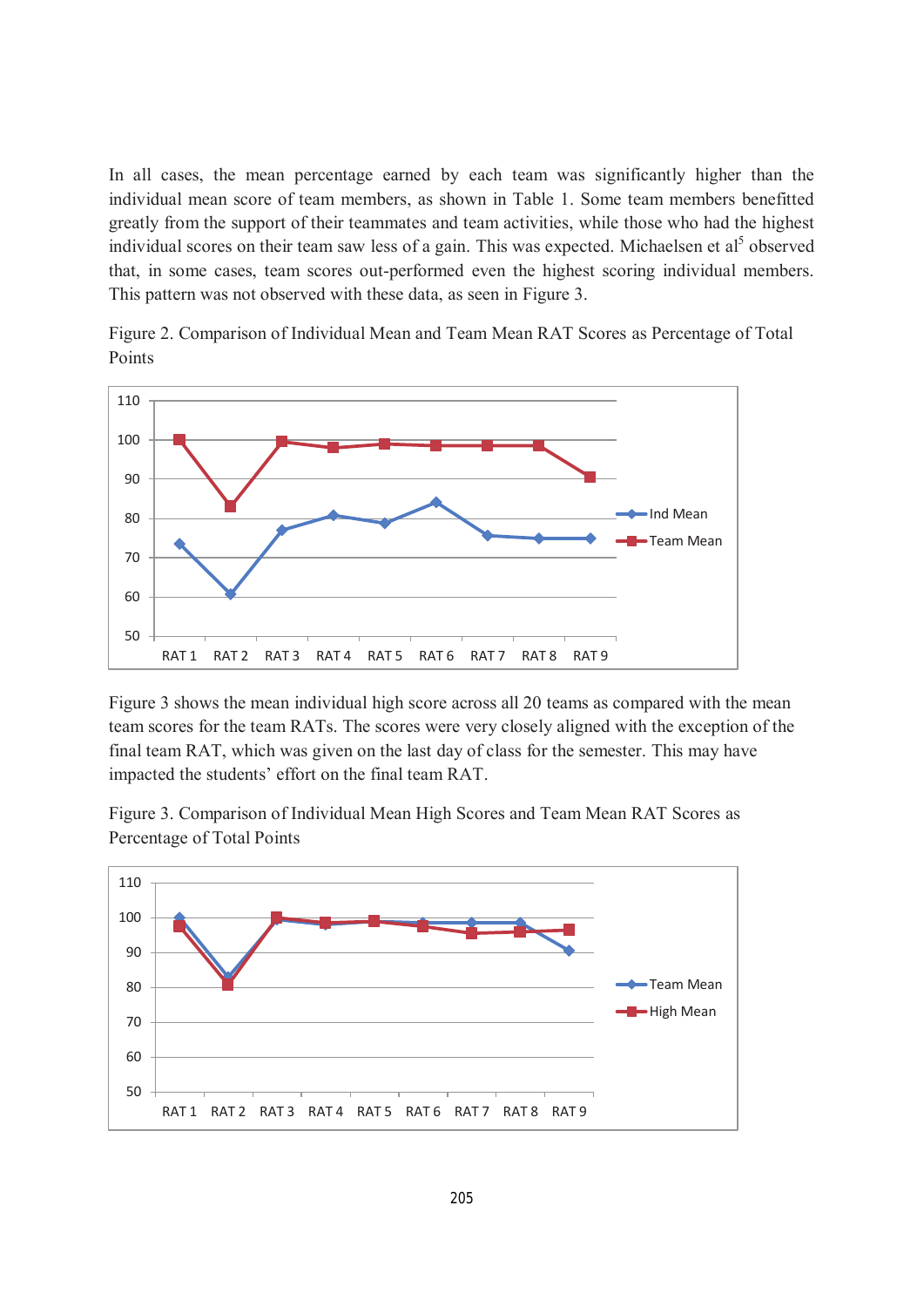In all cases, the mean percentage earned by each team was significantly higher than the individual mean score of team members, as shown in Table 1. Some team members benefitted greatly from the support of their teammates and team activities, while those who had the highest individual scores on their team saw less of a gain. This was expected. Michaelsen et al[5] observed that, in some cases, team scores out-performed even the highest scoring individual members. This pattern was not observed with these data, as seen in Figure 3.

Figure 2. Comparison of Individual Mean and Team Mean RAT Scores as Percentage of Total Points

Figure 3 shows the mean individual high score across all 20 teams as compared with the mean team scores for the team RATs. The scores were very closely aligned with the exception of the final team RAT, which was given on the last day of class for the semester. This may have impacted the students' effort on the final team RAT.

Figure 3. Comparison of Individual Mean High Scores and Team Mean RAT Scores as Percentage of Total Points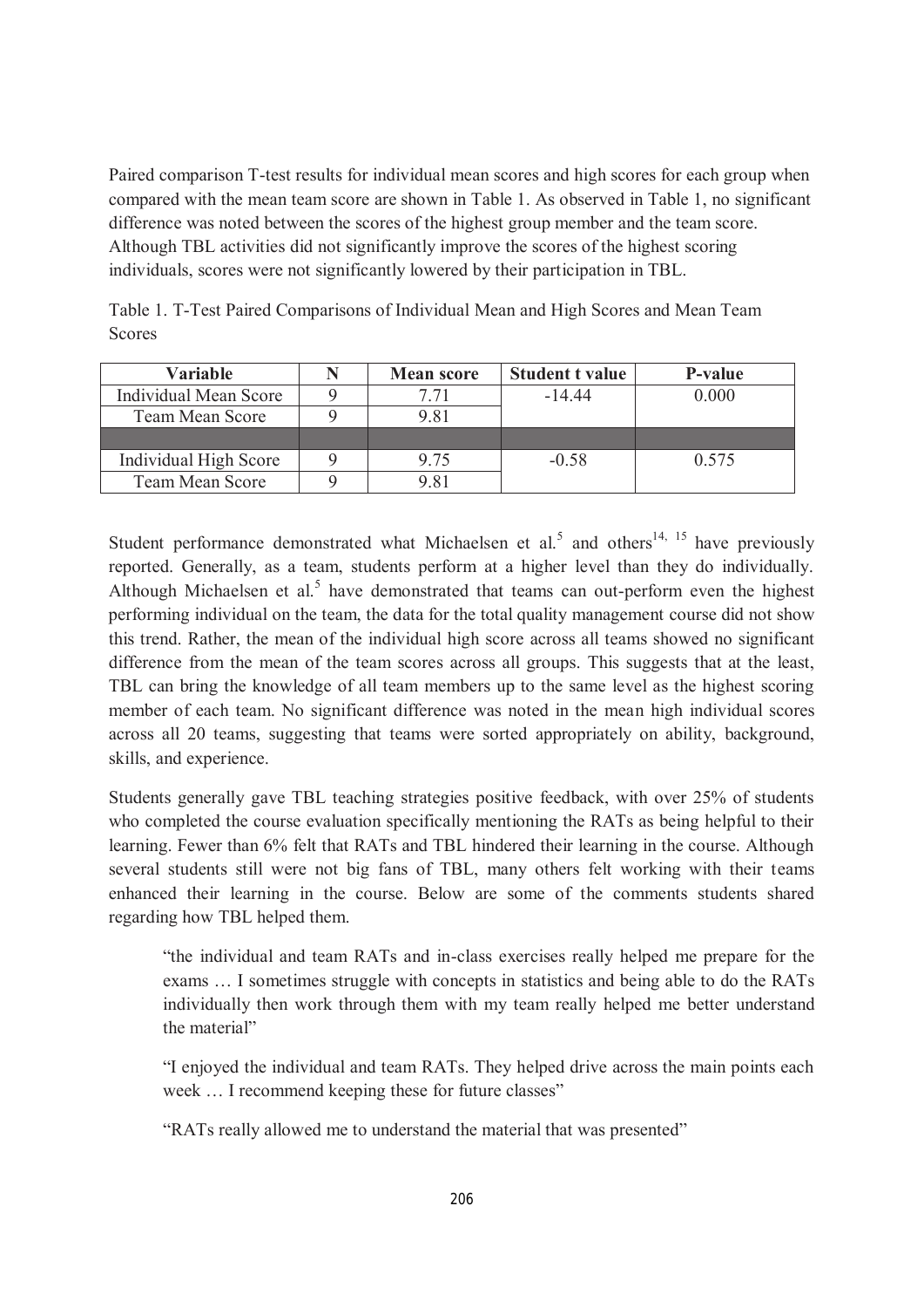Paired comparison T-test results for individual mean scores and high scores for each group when compared with the mean team score are shown in Table 1. As observed in Table 1, no significant difference was noted between the scores of the highest group member and the team score. Although TBL activities did not significantly improve the scores of the highest scoring individuals, scores were not significantly lowered by their participation in TBL.

Table 1. T-Test Paired Comparisons of Individual Mean and High Scores and Mean Team Scores

| Variable | N | Mean score | Student t value | P-value |
|---|---|---|---|---|
| Individual Mean Score | 9 | 7.71 | -14.44 | 0.000 |
| Team Mean Score | 9 | 9.81 | | |
| | | | | |
| Individual High Score | 9 | 9.75 | -0.58 | 0.575 |
| Team Mean Score | 9 | 9.81 | | |

Student performance demonstrated what Michaelsen et al.[5] and others[14, 15] have previously reported. Generally, as a team, students perform at a higher level than they do individually. Although Michaelsen et al.[5] have demonstrated that teams can out-perform even the highest performing individual on the team, the data for the total quality management course did not show this trend. Rather, the mean of the individual high score across all teams showed no significant difference from the mean of the team scores across all groups. This suggests that at the least, TBL can bring the knowledge of all team members up to the same level as the highest scoring member of each team. No significant difference was noted in the mean high individual scores across all 20 teams, suggesting that teams were sorted appropriately on ability, background, skills, and experience.

Students generally gave TBL teaching strategies positive feedback, with over 25% of students who completed the course evaluation specifically mentioning the RATs as being helpful to their learning. Fewer than 6% felt that RATs and TBL hindered their learning in the course. Although several students still were not big fans of TBL, many others felt working with their teams enhanced their learning in the course. Below are some of the comments students shared regarding how TBL helped them.

> "the individual and team RATs and in-class exercises really helped me prepare for the exams … I sometimes struggle with concepts in statistics and being able to do the RATs individually then work through them with my team really helped me better understand the material"

> "I enjoyed the individual and team RATs. They helped drive across the main points each week … I recommend keeping these for future classes"

> "RATs really allowed me to understand the material that was presented"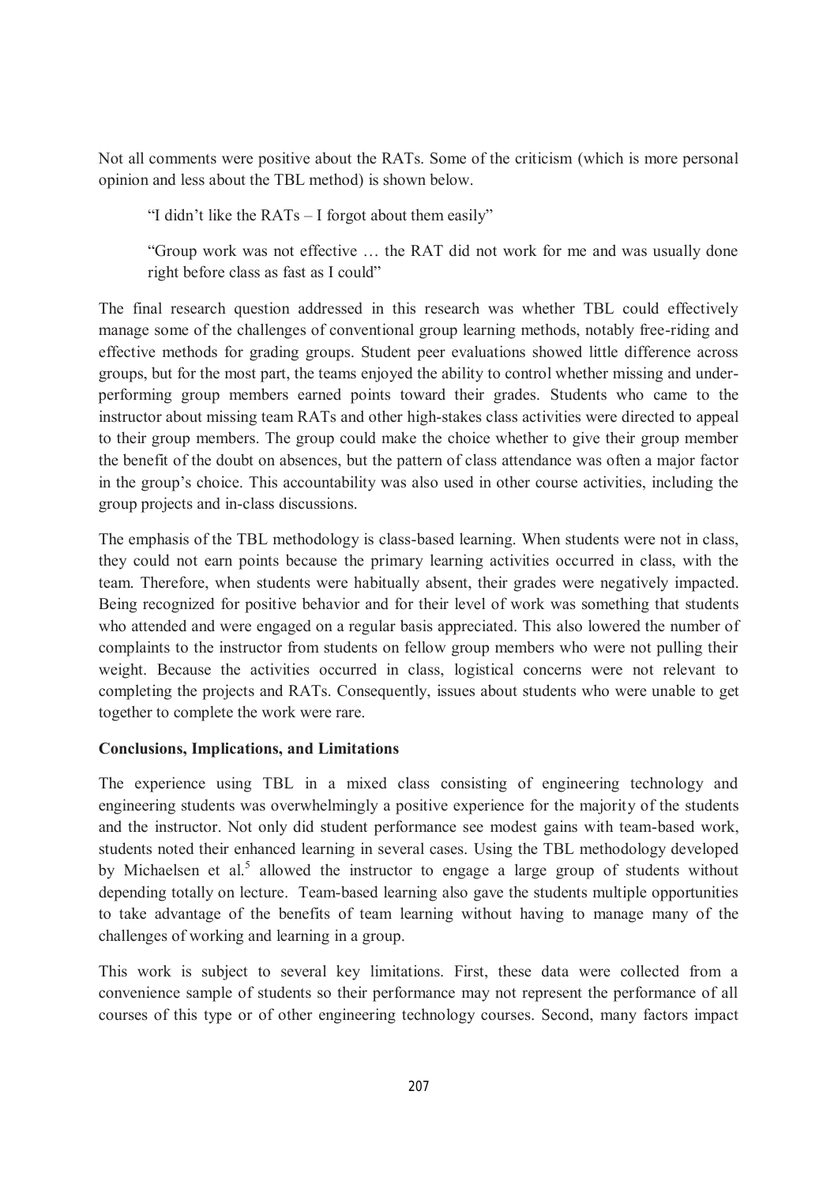Not all comments were positive about the RATs. Some of the criticism (which is more personal opinion and less about the TBL method) is shown below.

> "I didn't like the RATs – I forgot about them easily"

> "Group work was not effective … the RAT did not work for me and was usually done right before class as fast as I could"

The final research question addressed in this research was whether TBL could effectively manage some of the challenges of conventional group learning methods, notably free-riding and effective methods for grading groups. Student peer evaluations showed little difference across groups, but for the most part, the teams enjoyed the ability to control whether missing and under-performing group members earned points toward their grades. Students who came to the instructor about missing team RATs and other high-stakes class activities were directed to appeal to their group members. The group could make the choice whether to give their group member the benefit of the doubt on absences, but the pattern of class attendance was often a major factor in the group's choice. This accountability was also used in other course activities, including the group projects and in-class discussions.

The emphasis of the TBL methodology is class-based learning. When students were not in class, they could not earn points because the primary learning activities occurred in class, with the team. Therefore, when students were habitually absent, their grades were negatively impacted. Being recognized for positive behavior and for their level of work was something that students who attended and were engaged on a regular basis appreciated. This also lowered the number of complaints to the instructor from students on fellow group members who were not pulling their weight. Because the activities occurred in class, logistical concerns were not relevant to completing the projects and RATs. Consequently, issues about students who were unable to get together to complete the work were rare.

**Conclusions, Implications, and Limitations**

The experience using TBL in a mixed class consisting of engineering technology and engineering students was overwhelmingly a positive experience for the majority of the students and the instructor. Not only did student performance see modest gains with team-based work, students noted their enhanced learning in several cases. Using the TBL methodology developed by Michaelsen et al.[5] allowed the instructor to engage a large group of students without depending totally on lecture. Team-based learning also gave the students multiple opportunities to take advantage of the benefits of team learning without having to manage many of the challenges of working and learning in a group.

This work is subject to several key limitations. First, these data were collected from a convenience sample of students so their performance may not represent the performance of all courses of this type or of other engineering technology courses. Second, many factors impact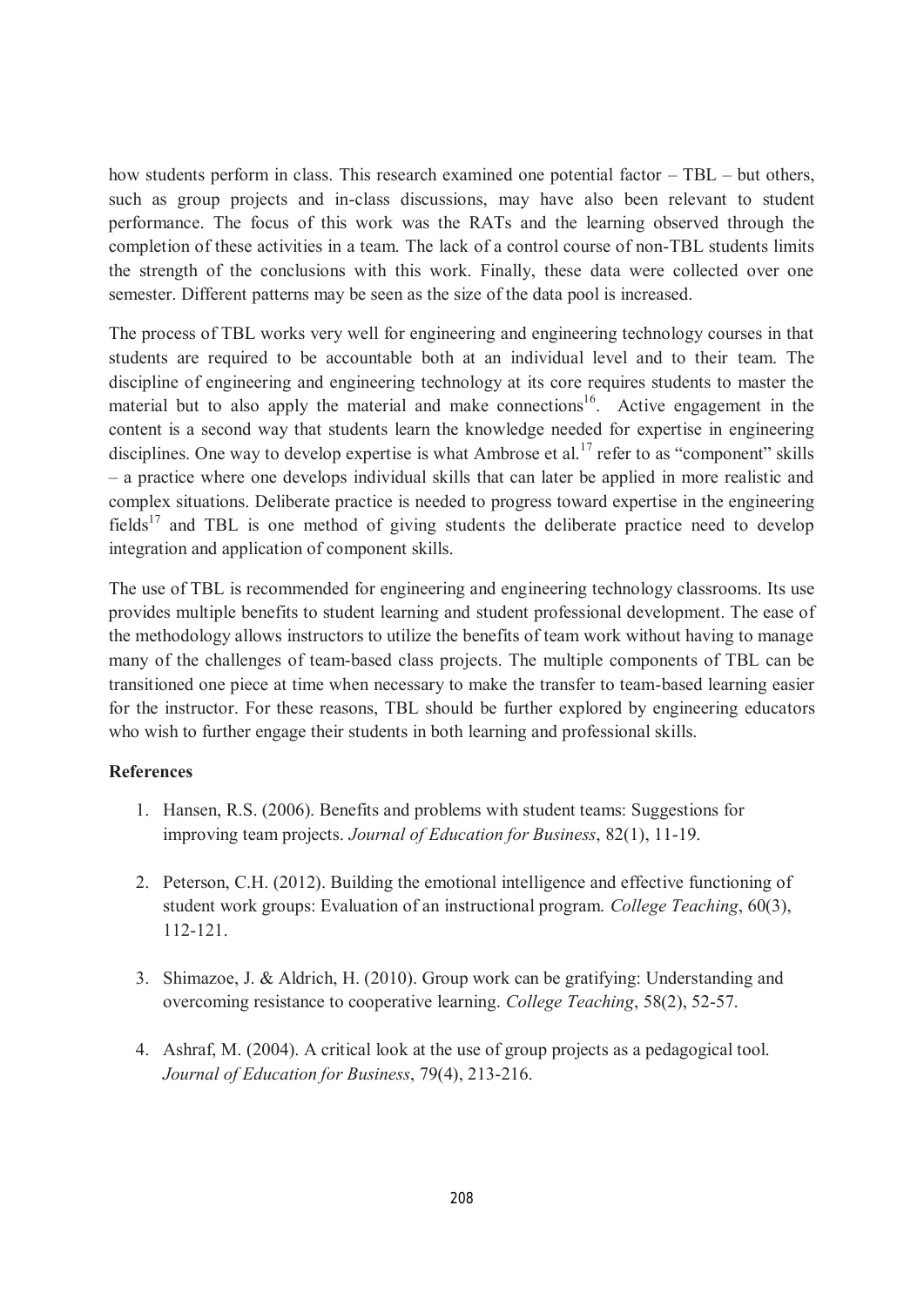how students perform in class. This research examined one potential factor – TBL – but others, such as group projects and in-class discussions, may have also been relevant to student performance. The focus of this work was the RATs and the learning observed through the completion of these activities in a team. The lack of a control course of non-TBL students limits the strength of the conclusions with this work. Finally, these data were collected over one semester. Different patterns may be seen as the size of the data pool is increased.

The process of TBL works very well for engineering and engineering technology courses in that students are required to be accountable both at an individual level and to their team. The discipline of engineering and engineering technology at its core requires students to master the material but to also apply the material and make connections[16]. Active engagement in the content is a second way that students learn the knowledge needed for expertise in engineering disciplines. One way to develop expertise is what Ambrose et al.[17] refer to as "component" skills – a practice where one develops individual skills that can later be applied in more realistic and complex situations. Deliberate practice is needed to progress toward expertise in the engineering fields[17] and TBL is one method of giving students the deliberate practice need to develop integration and application of component skills.

The use of TBL is recommended for engineering and engineering technology classrooms. Its use provides multiple benefits to student learning and student professional development. The ease of the methodology allows instructors to utilize the benefits of team work without having to manage many of the challenges of team-based class projects. The multiple components of TBL can be transitioned one piece at time when necessary to make the transfer to team-based learning easier for the instructor. For these reasons, TBL should be further explored by engineering educators who wish to further engage their students in both learning and professional skills.

**References**

1. Hansen, R.S. (2006). Benefits and problems with student teams: Suggestions for improving team projects. *Journal of Education for Business*, 82(1), 11-19.

2. Peterson, C.H. (2012). Building the emotional intelligence and effective functioning of student work groups: Evaluation of an instructional program. *College Teaching*, 60(3), 112-121.

3. Shimazoe, J. & Aldrich, H. (2010). Group work can be gratifying: Understanding and overcoming resistance to cooperative learning. *College Teaching*, 58(2), 52-57.

4. Ashraf, M. (2004). A critical look at the use of group projects as a pedagogical tool. *Journal of Education for Business*, 79(4), 213-216.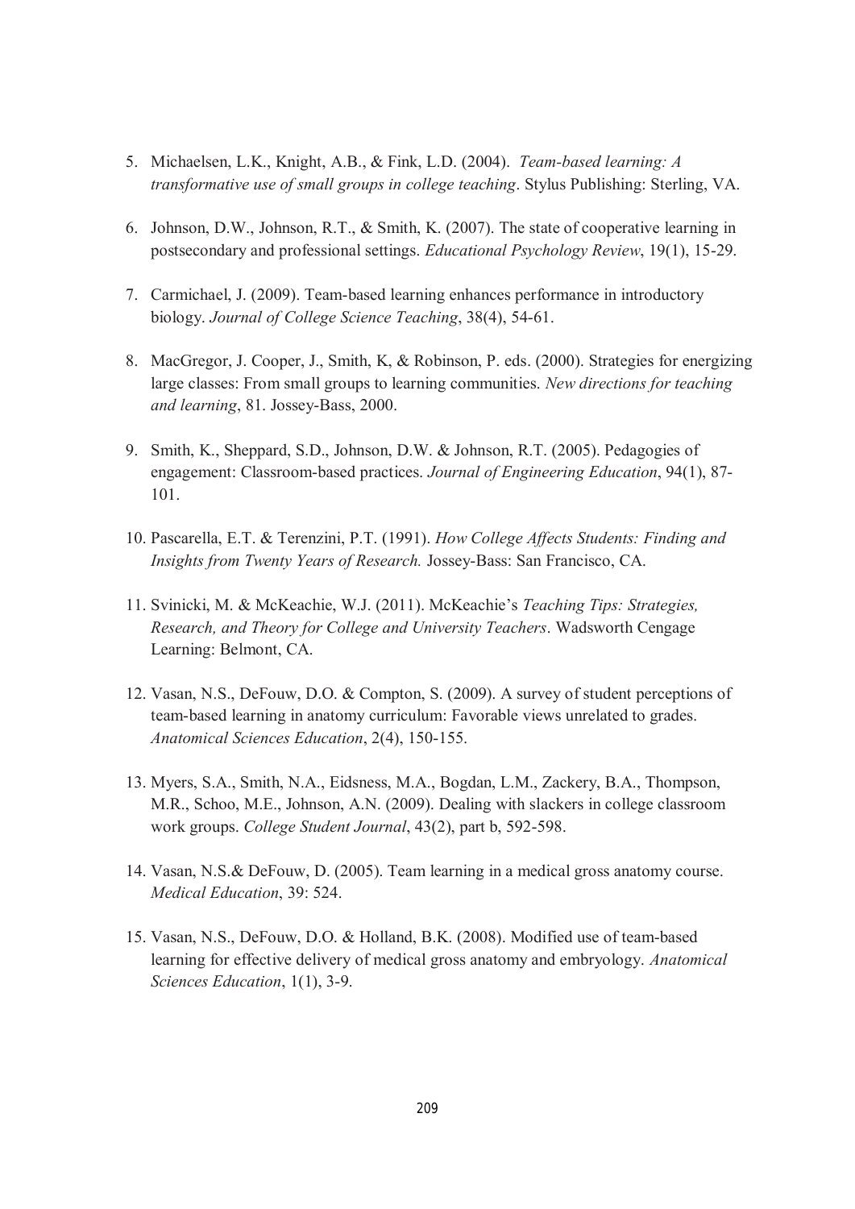5. Michaelsen, L.K., Knight, A.B., & Fink, L.D. (2004). *Team-based learning: A transformative use of small groups in college teaching*. Stylus Publishing: Sterling, VA.

6. Johnson, D.W., Johnson, R.T., & Smith, K. (2007). The state of cooperative learning in postsecondary and professional settings. *Educational Psychology Review*, 19(1), 15-29.

7. Carmichael, J. (2009). Team-based learning enhances performance in introductory biology. *Journal of College Science Teaching*, 38(4), 54-61.

8. MacGregor, J. Cooper, J., Smith, K, & Robinson, P. eds. (2000). Strategies for energizing large classes: From small groups to learning communities. *New directions for teaching and learning*, 81. Jossey-Bass, 2000.

9. Smith, K., Sheppard, S.D., Johnson, D.W. & Johnson, R.T. (2005). Pedagogies of engagement: Classroom-based practices. *Journal of Engineering Education*, 94(1), 87-101.

10. Pascarella, E.T. & Terenzini, P.T. (1991). *How College Affects Students: Finding and Insights from Twenty Years of Research.* Jossey-Bass: San Francisco, CA.

11. Svinicki, M. & McKeachie, W.J. (2011). McKeachie's *Teaching Tips: Strategies, Research, and Theory for College and University Teachers*. Wadsworth Cengage Learning: Belmont, CA.

12. Vasan, N.S., DeFouw, D.O. & Compton, S. (2009). A survey of student perceptions of team-based learning in anatomy curriculum: Favorable views unrelated to grades. *Anatomical Sciences Education*, 2(4), 150-155.

13. Myers, S.A., Smith, N.A., Eidsness, M.A., Bogdan, L.M., Zackery, B.A., Thompson, M.R., Schoo, M.E., Johnson, A.N. (2009). Dealing with slackers in college classroom work groups. *College Student Journal*, 43(2), part b, 592-598.

14. Vasan, N.S.& DeFouw, D. (2005). Team learning in a medical gross anatomy course. *Medical Education*, 39: 524.

15. Vasan, N.S., DeFouw, D.O. & Holland, B.K. (2008). Modified use of team-based learning for effective delivery of medical gross anatomy and embryology. *Anatomical Sciences Education*, 1(1), 3-9.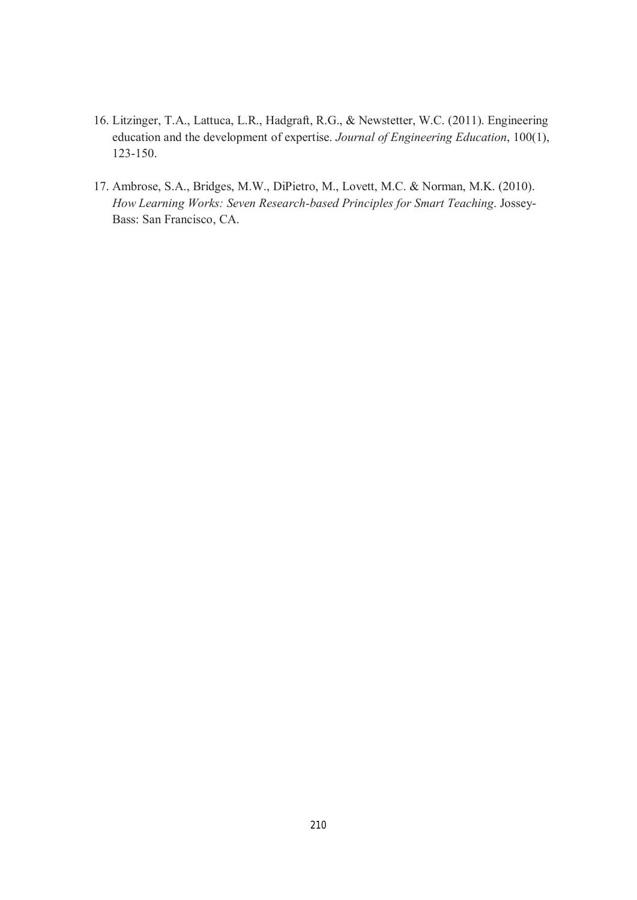16. Litzinger, T.A., Lattuca, L.R., Hadgraft, R.G., & Newstetter, W.C. (2011). Engineering education and the development of expertise. *Journal of Engineering Education*, 100(1), 123-150.

17. Ambrose, S.A., Bridges, M.W., DiPietro, M., Lovett, M.C. & Norman, M.K. (2010). *How Learning Works: Seven Research-based Principles for Smart Teaching*. Jossey-Bass: San Francisco, CA.